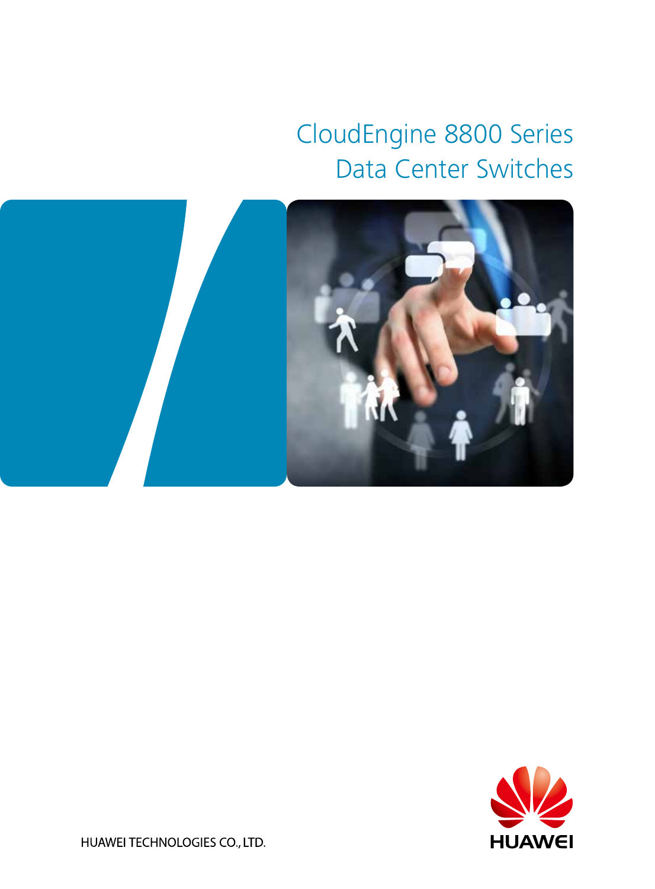# CloudEngine 8800 Series Data Center Switches

HUAWEI TECHNOLOGIES CO., LTD.

HUAWEI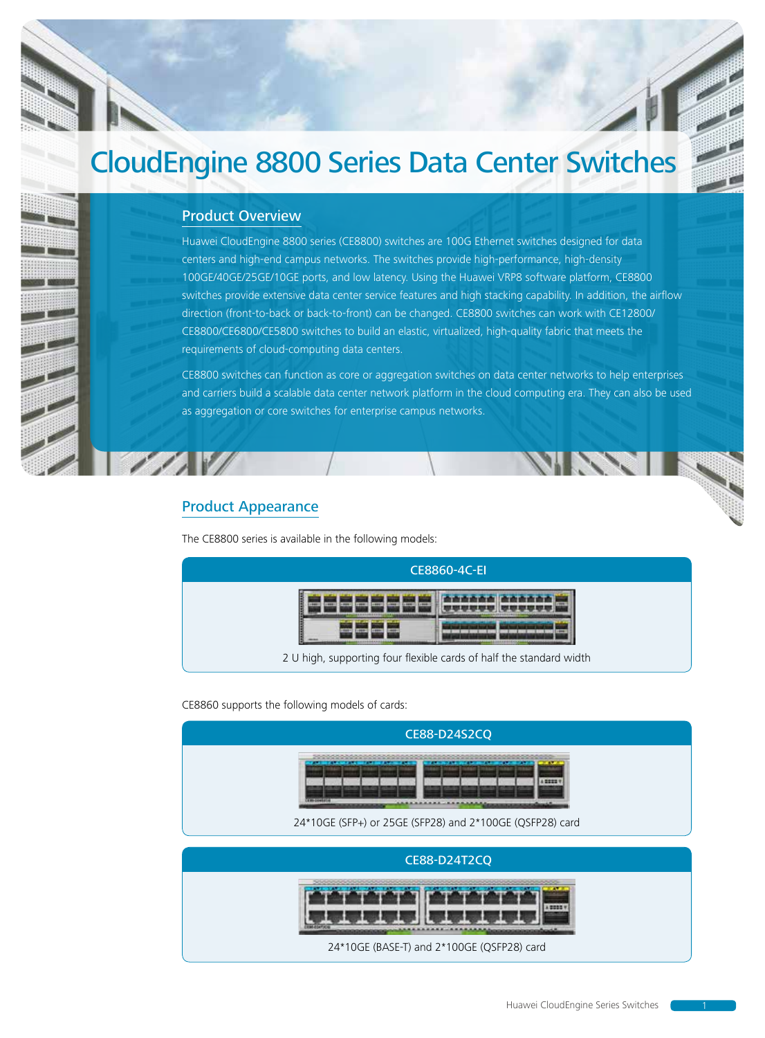# CloudEngine 8800 Series Data Center Switches

## Product Overview

Huawei CloudEngine 8800 series (CE8800) switches are 100G Ethernet switches designed for data centers and high-end campus networks. The switches provide high-performance, high-density 100GE/40GE/25GE/10GE ports, and low latency. Using the Huawei VRP8 software platform, CE8800 switches provide extensive data center service features and high stacking capability. In addition, the airflow direction (front-to-back or back-to-front) can be changed. CE8800 switches can work with CE12800/CE8800/CE6800/CE5800 switches to build an elastic, virtualized, high-quality fabric that meets the requirements of cloud-computing data centers.

CE8800 switches can function as core or aggregation switches on data center networks to help enterprises and carriers build a scalable data center network platform in the cloud computing era. They can also be used as aggregation or core switches for enterprise campus networks.

## Product Appearance

The CE8800 series is available in the following models:

**CE8860-4C-EI**

2 U high, supporting four flexible cards of half the standard width

CE8860 supports the following models of cards:

**CE88-D24S2CQ**

24*10GE (SFP+) or 25GE (SFP28) and 2*100GE (QSFP28) card

**CE88-D24T2CQ**

24*10GE (BASE-T) and 2*100GE (QSFP28) card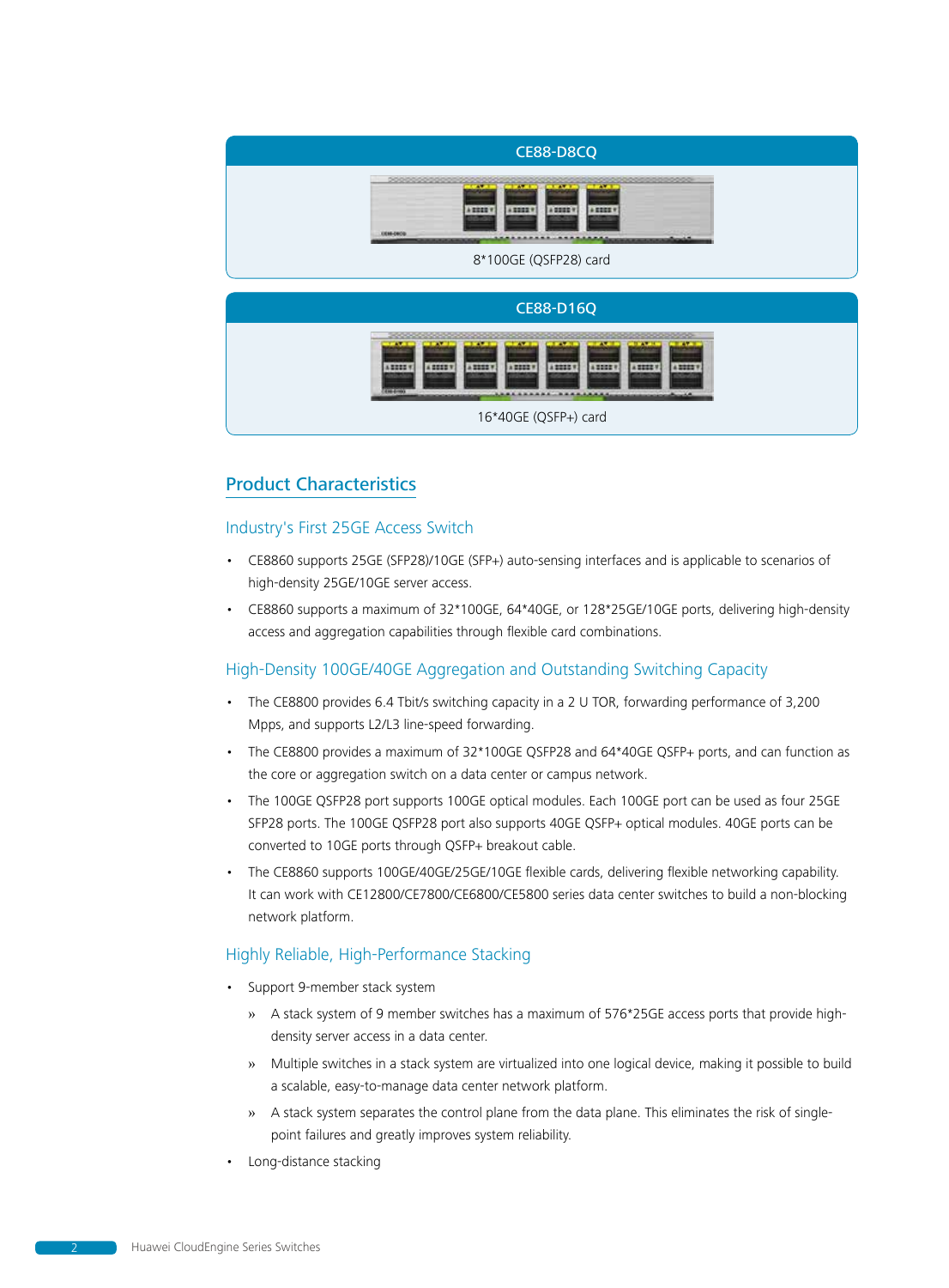**CE88-D8CQ**

8*100GE (QSFP28) card

**CE88-D16Q**

16*40GE (QSFP+) card

## Product Characteristics

### Industry's First 25GE Access Switch

- CE8860 supports 25GE (SFP28)/10GE (SFP+) auto-sensing interfaces and is applicable to scenarios of high-density 25GE/10GE server access.
- CE8860 supports a maximum of 32*100GE, 64*40GE, or 128*25GE/10GE ports, delivering high-density access and aggregation capabilities through flexible card combinations.

### High-Density 100GE/40GE Aggregation and Outstanding Switching Capacity

- The CE8800 provides 6.4 Tbit/s switching capacity in a 2 U TOR, forwarding performance of 3,200 Mpps, and supports L2/L3 line-speed forwarding.
- The CE8800 provides a maximum of 32*100GE QSFP28 and 64*40GE QSFP+ ports, and can function as the core or aggregation switch on a data center or campus network.
- The 100GE QSFP28 port supports 100GE optical modules. Each 100GE port can be used as four 25GE SFP28 ports. The 100GE QSFP28 port also supports 40GE QSFP+ optical modules. 40GE ports can be converted to 10GE ports through QSFP+ breakout cable.
- The CE8860 supports 100GE/40GE/25GE/10GE flexible cards, delivering flexible networking capability. It can work with CE12800/CE7800/CE6800/CE5800 series data center switches to build a non-blocking network platform.

### Highly Reliable, High-Performance Stacking

- Support 9-member stack system
  - A stack system of 9 member switches has a maximum of 576*25GE access ports that provide high-density server access in a data center.
  - Multiple switches in a stack system are virtualized into one logical device, making it possible to build a scalable, easy-to-manage data center network platform.
  - A stack system separates the control plane from the data plane. This eliminates the risk of single-point failures and greatly improves system reliability.
- Long-distance stacking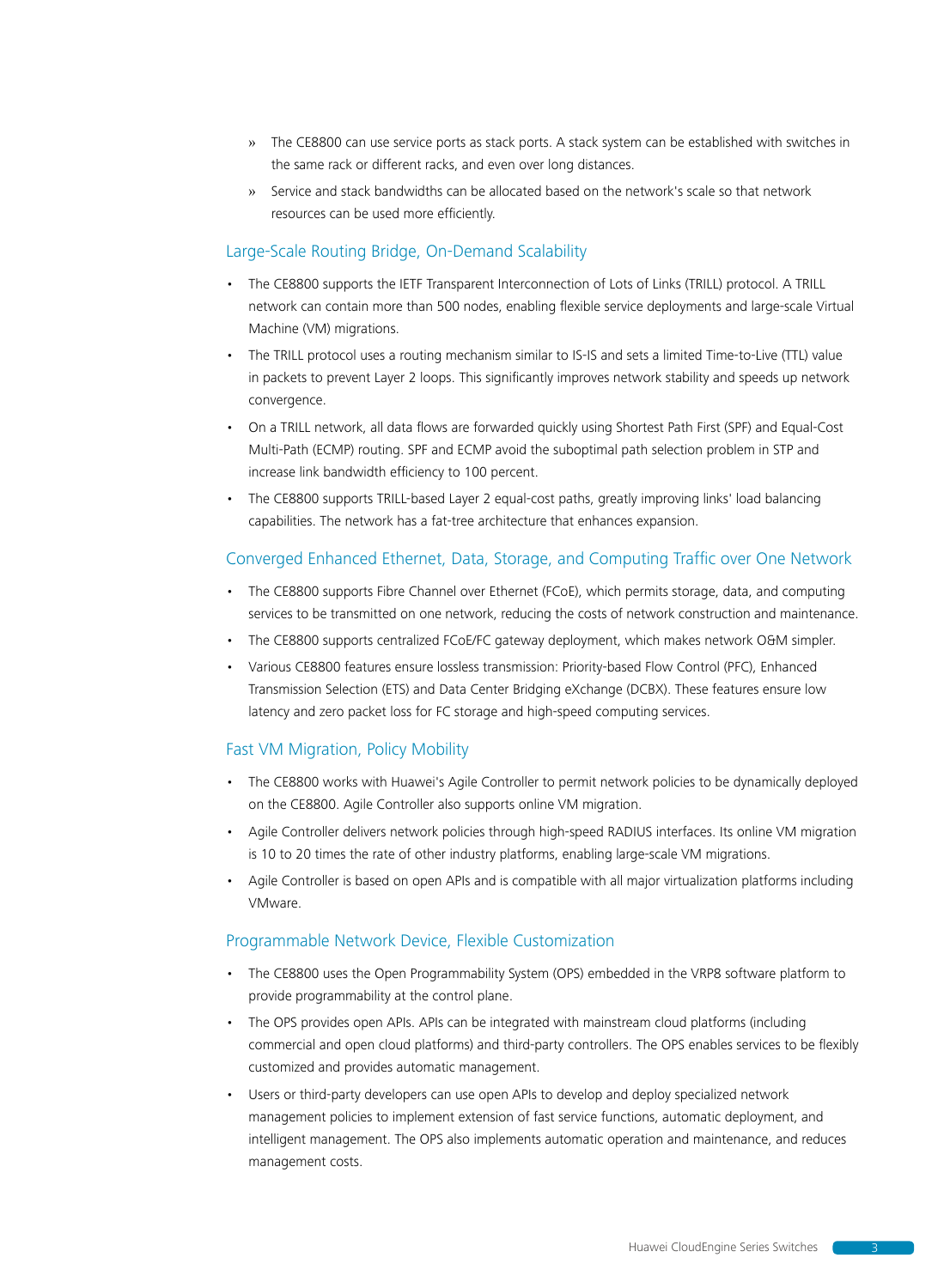- The CE8800 can use service ports as stack ports. A stack system can be established with switches in the same rack or different racks, and even over long distances.
- Service and stack bandwidths can be allocated based on the network's scale so that network resources can be used more efficiently.

### Large-Scale Routing Bridge, On-Demand Scalability

- The CE8800 supports the IETF Transparent Interconnection of Lots of Links (TRILL) protocol. A TRILL network can contain more than 500 nodes, enabling flexible service deployments and large-scale Virtual Machine (VM) migrations.
- The TRILL protocol uses a routing mechanism similar to IS-IS and sets a limited Time-to-Live (TTL) value in packets to prevent Layer 2 loops. This significantly improves network stability and speeds up network convergence.
- On a TRILL network, all data flows are forwarded quickly using Shortest Path First (SPF) and Equal-Cost Multi-Path (ECMP) routing. SPF and ECMP avoid the suboptimal path selection problem in STP and increase link bandwidth efficiency to 100 percent.
- The CE8800 supports TRILL-based Layer 2 equal-cost paths, greatly improving links' load balancing capabilities. The network has a fat-tree architecture that enhances expansion.

### Converged Enhanced Ethernet, Data, Storage, and Computing Traffic over One Network

- The CE8800 supports Fibre Channel over Ethernet (FCoE), which permits storage, data, and computing services to be transmitted on one network, reducing the costs of network construction and maintenance.
- The CE8800 supports centralized FCoE/FC gateway deployment, which makes network O&M simpler.
- Various CE8800 features ensure lossless transmission: Priority-based Flow Control (PFC), Enhanced Transmission Selection (ETS) and Data Center Bridging eXchange (DCBX). These features ensure low latency and zero packet loss for FC storage and high-speed computing services.

### Fast VM Migration, Policy Mobility

- The CE8800 works with Huawei's Agile Controller to permit network policies to be dynamically deployed on the CE8800. Agile Controller also supports online VM migration.
- Agile Controller delivers network policies through high-speed RADIUS interfaces. Its online VM migration is 10 to 20 times the rate of other industry platforms, enabling large-scale VM migrations.
- Agile Controller is based on open APIs and is compatible with all major virtualization platforms including VMware.

### Programmable Network Device, Flexible Customization

- The CE8800 uses the Open Programmability System (OPS) embedded in the VRP8 software platform to provide programmability at the control plane.
- The OPS provides open APIs. APIs can be integrated with mainstream cloud platforms (including commercial and open cloud platforms) and third-party controllers. The OPS enables services to be flexibly customized and provides automatic management.
- Users or third-party developers can use open APIs to develop and deploy specialized network management policies to implement extension of fast service functions, automatic deployment, and intelligent management. The OPS also implements automatic operation and maintenance, and reduces management costs.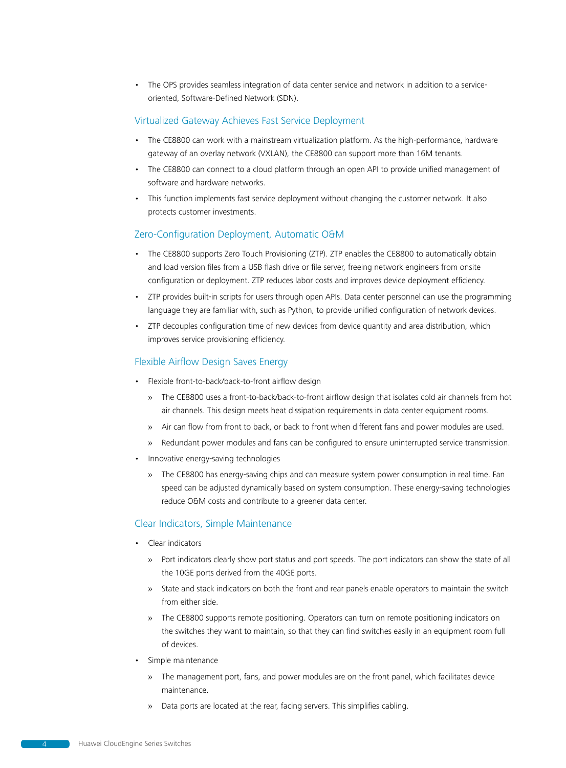- The OPS provides seamless integration of data center service and network in addition to a service-oriented, Software-Defined Network (SDN).

## Virtualized Gateway Achieves Fast Service Deployment

- The CE8800 can work with a mainstream virtualization platform. As the high-performance, hardware gateway of an overlay network (VXLAN), the CE8800 can support more than 16M tenants.
- The CE8800 can connect to a cloud platform through an open API to provide unified management of software and hardware networks.
- This function implements fast service deployment without changing the customer network. It also protects customer investments.

## Zero-Configuration Deployment, Automatic O&M

- The CE8800 supports Zero Touch Provisioning (ZTP). ZTP enables the CE8800 to automatically obtain and load version files from a USB flash drive or file server, freeing network engineers from onsite configuration or deployment. ZTP reduces labor costs and improves device deployment efficiency.
- ZTP provides built-in scripts for users through open APIs. Data center personnel can use the programming language they are familiar with, such as Python, to provide unified configuration of network devices.
- ZTP decouples configuration time of new devices from device quantity and area distribution, which improves service provisioning efficiency.

## Flexible Airflow Design Saves Energy

- Flexible front-to-back/back-to-front airflow design
  - The CE8800 uses a front-to-back/back-to-front airflow design that isolates cold air channels from hot air channels. This design meets heat dissipation requirements in data center equipment rooms.
  - Air can flow from front to back, or back to front when different fans and power modules are used.
  - Redundant power modules and fans can be configured to ensure uninterrupted service transmission.
- Innovative energy-saving technologies
  - The CE8800 has energy-saving chips and can measure system power consumption in real time. Fan speed can be adjusted dynamically based on system consumption. These energy-saving technologies reduce O&M costs and contribute to a greener data center.

## Clear Indicators, Simple Maintenance

- Clear indicators
  - Port indicators clearly show port status and port speeds. The port indicators can show the state of all the 10GE ports derived from the 40GE ports.
  - State and stack indicators on both the front and rear panels enable operators to maintain the switch from either side.
  - The CE8800 supports remote positioning. Operators can turn on remote positioning indicators on the switches they want to maintain, so that they can find switches easily in an equipment room full of devices.
- Simple maintenance
  - The management port, fans, and power modules are on the front panel, which facilitates device maintenance.
  - Data ports are located at the rear, facing servers. This simplifies cabling.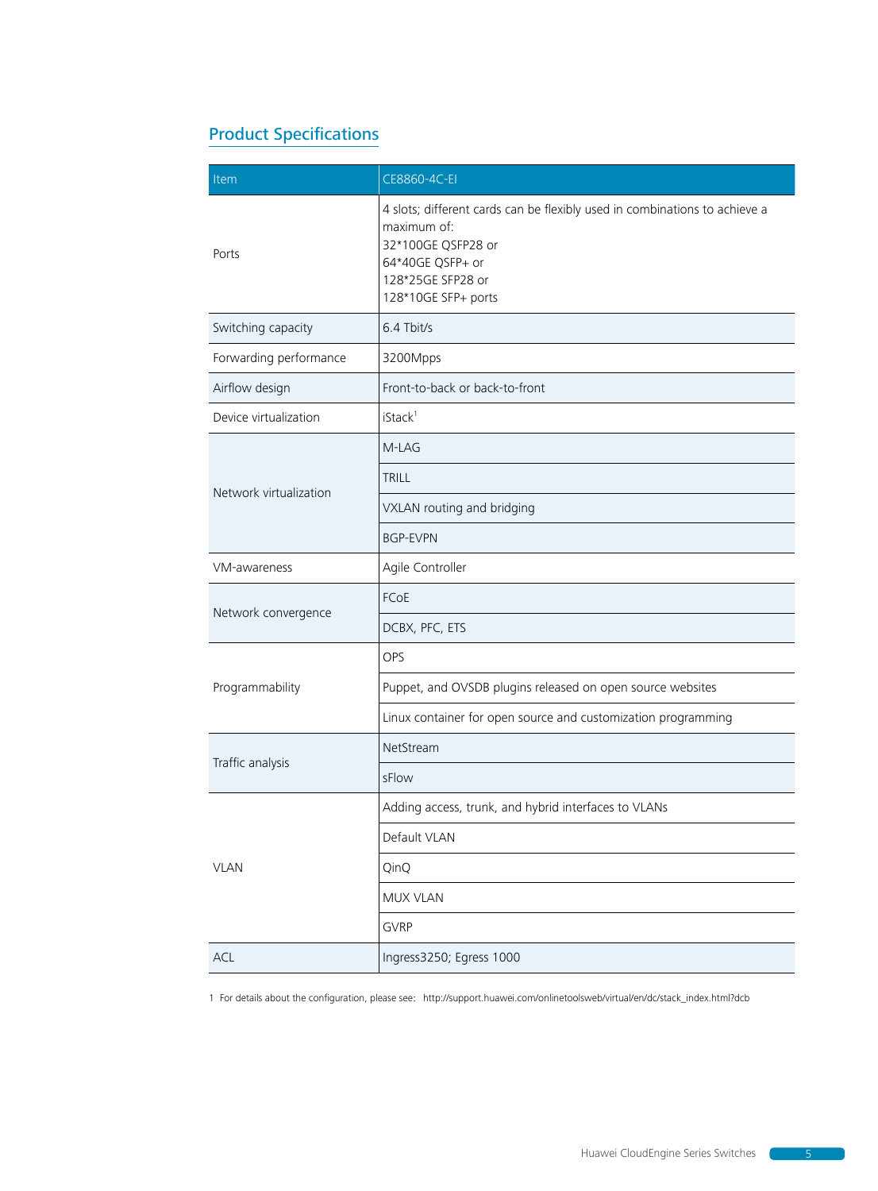## Product Specifications

| Item | CE8860-4C-EI |
|---|---|
| Ports | 4 slots; different cards can be flexibly used in combinations to achieve a maximum of:<br>32*100GE QSFP28 or<br>64*40GE QSFP+ or<br>128*25GE SFP28 or<br>128*10GE SFP+ ports |
| Switching capacity | 6.4 Tbit/s |
| Forwarding performance | 3200Mpps |
| Airflow design | Front-to-back or back-to-front |
| Device virtualization | iStack[1] |
| Network virtualization | M-LAG |
| | TRILL |
| | VXLAN routing and bridging |
| | BGP-EVPN |
| VM-awareness | Agile Controller |
| Network convergence | FCoE |
| | DCBX, PFC, ETS |
| Programmability | OPS |
| | Puppet, and OVSDB plugins released on open source websites |
| | Linux container for open source and customization programming |
| Traffic analysis | NetStream |
| | sFlow |
| VLAN | Adding access, trunk, and hybrid interfaces to VLANs |
| | Default VLAN |
| | QinQ |
| | MUX VLAN |
| | GVRP |
| ACL | Ingress3250; Egress 1000 |

1 For details about the configuration, please see: http://support.huawei.com/onlinetoolsweb/virtual/en/dc/stack_index.html?dcb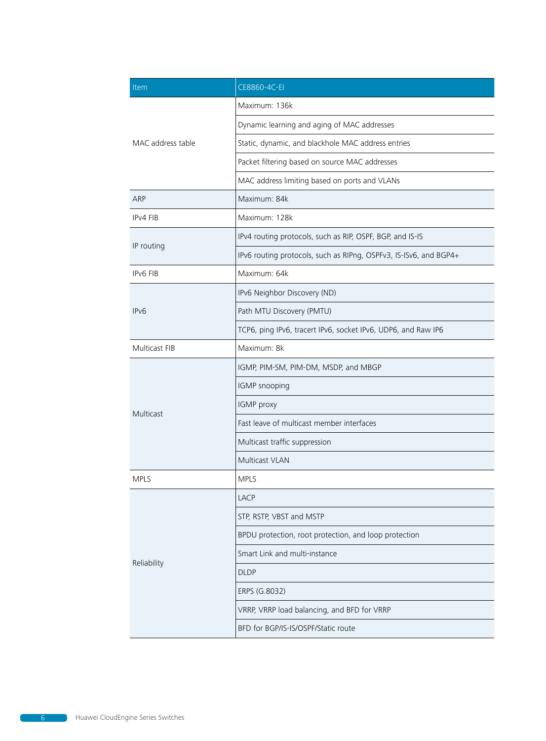| Item | CE8860-4C-EI |
| --- | --- |
| MAC address table | Maximum: 136k |
| | Dynamic learning and aging of MAC addresses |
| | Static, dynamic, and blackhole MAC address entries |
| | Packet filtering based on source MAC addresses |
| | MAC address limiting based on ports and VLANs |
| ARP | Maximum: 84k |
| IPv4 FIB | Maximum: 128k |
| IP routing | IPv4 routing protocols, such as RIP, OSPF, BGP, and IS-IS |
| | IPv6 routing protocols, such as RIPng, OSPFv3, IS-ISv6, and BGP4+ |
| IPv6 FIB | Maximum: 64k |
| IPv6 | IPv6 Neighbor Discovery (ND) |
| | Path MTU Discovery (PMTU) |
| | TCP6, ping IPv6, tracert IPv6, socket IPv6, UDP6, and Raw IP6 |
| Multicast FIB | Maximum: 8k |
| Multicast | IGMP, PIM-SM, PIM-DM, MSDP, and MBGP |
| | IGMP snooping |
| | IGMP proxy |
| | Fast leave of multicast member interfaces |
| | Multicast traffic suppression |
| | Multicast VLAN |
| MPLS | MPLS |
| Reliability | LACP |
| | STP, RSTP, VBST and MSTP |
| | BPDU protection, root protection, and loop protection |
| | Smart Link and multi-instance |
| | DLDP |
| | ERPS (G.8032) |
| | VRRP, VRRP load balancing, and BFD for VRRP |
| | BFD for BGP/IS-IS/OSPF/Static route |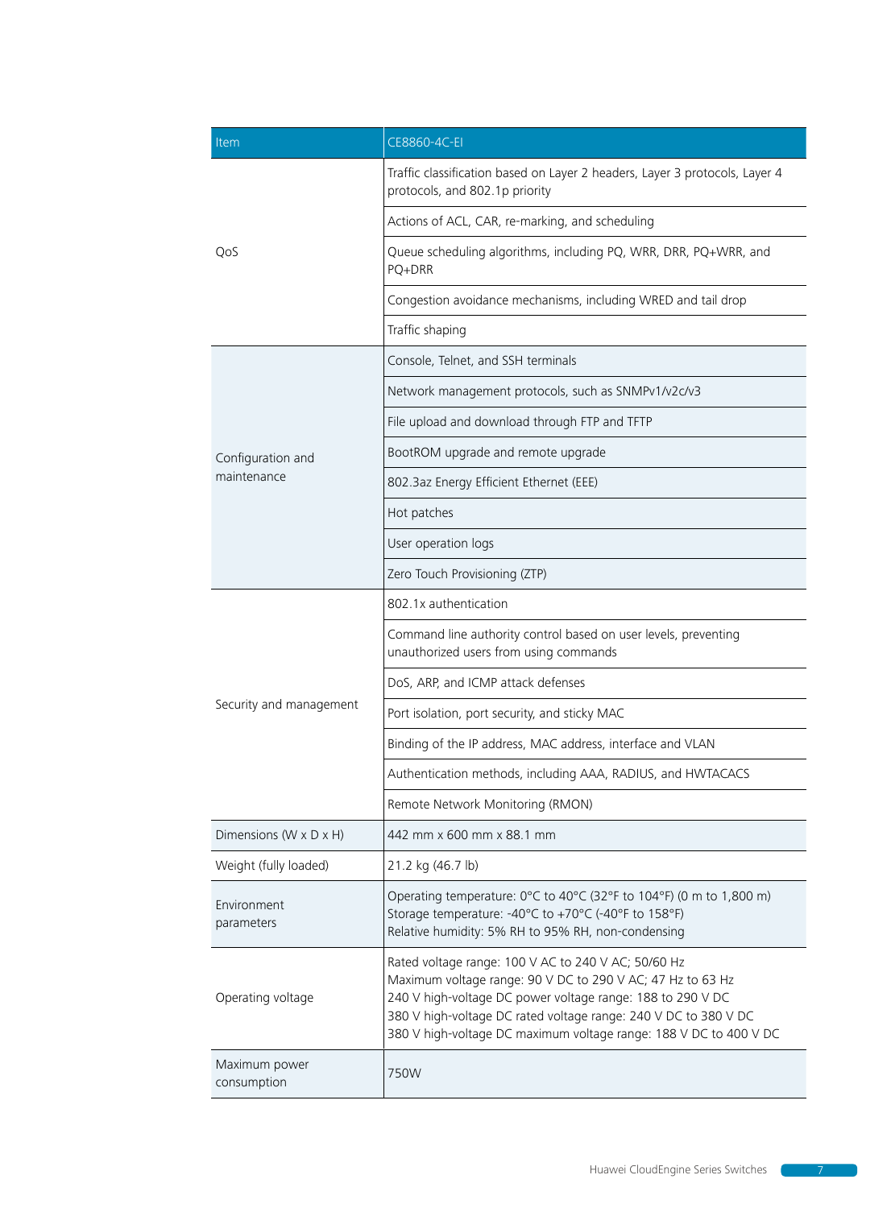| Item | CE8860-4C-EI |
|---|---|
| QoS | Traffic classification based on Layer 2 headers, Layer 3 protocols, Layer 4 protocols, and 802.1p priority |
| | Actions of ACL, CAR, re-marking, and scheduling |
| | Queue scheduling algorithms, including PQ, WRR, DRR, PQ+WRR, and PQ+DRR |
| | Congestion avoidance mechanisms, including WRED and tail drop |
| | Traffic shaping |
| Configuration and maintenance | Console, Telnet, and SSH terminals |
| | Network management protocols, such as SNMPv1/v2c/v3 |
| | File upload and download through FTP and TFTP |
| | BootROM upgrade and remote upgrade |
| | 802.3az Energy Efficient Ethernet (EEE) |
| | Hot patches |
| | User operation logs |
| | Zero Touch Provisioning (ZTP) |
| Security and management | 802.1x authentication |
| | Command line authority control based on user levels, preventing unauthorized users from using commands |
| | DoS, ARP, and ICMP attack defenses |
| | Port isolation, port security, and sticky MAC |
| | Binding of the IP address, MAC address, interface and VLAN |
| | Authentication methods, including AAA, RADIUS, and HWTACACS |
| | Remote Network Monitoring (RMON) |
| Dimensions (W x D x H) | 442 mm x 600 mm x 88.1 mm |
| Weight (fully loaded) | 21.2 kg (46.7 lb) |
| Environment parameters | Operating temperature: 0°C to 40°C (32°F to 104°F) (0 m to 1,800 m)<br>Storage temperature: -40°C to +70°C (-40°F to 158°F)<br>Relative humidity: 5% RH to 95% RH, non-condensing |
| Operating voltage | Rated voltage range: 100 V AC to 240 V AC; 50/60 Hz<br>Maximum voltage range: 90 V DC to 290 V AC; 47 Hz to 63 Hz<br>240 V high-voltage DC power voltage range: 188 to 290 V DC<br>380 V high-voltage DC rated voltage range: 240 V DC to 380 V DC<br>380 V high-voltage DC maximum voltage range: 188 V DC to 400 V DC |
| Maximum power consumption | 750W |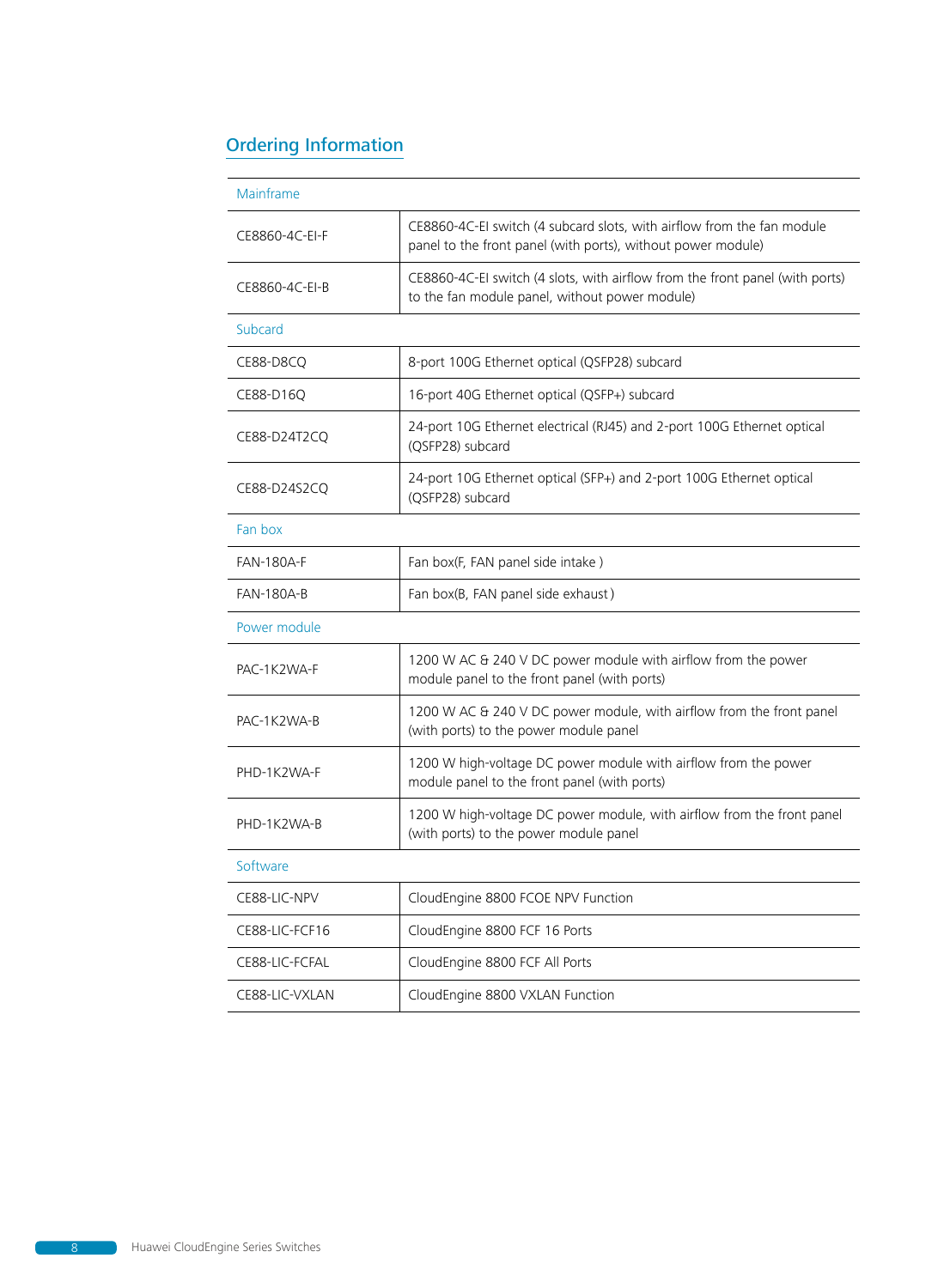## Ordering Information

| Mainframe | |
|---|---|
| CE8860-4C-EI-F | CE8860-4C-EI switch (4 subcard slots, with airflow from the fan module panel to the front panel (with ports), without power module) |
| CE8860-4C-EI-B | CE8860-4C-EI switch (4 slots, with airflow from the front panel (with ports) to the fan module panel, without power module) |
| **Subcard** | |
| CE88-D8CQ | 8-port 100G Ethernet optical (QSFP28) subcard |
| CE88-D16Q | 16-port 40G Ethernet optical (QSFP+) subcard |
| CE88-D24T2CQ | 24-port 10G Ethernet electrical (RJ45) and 2-port 100G Ethernet optical (QSFP28) subcard |
| CE88-D24S2CQ | 24-port 10G Ethernet optical (SFP+) and 2-port 100G Ethernet optical (QSFP28) subcard |
| **Fan box** | |
| FAN-180A-F | Fan box(F, FAN panel side intake ) |
| FAN-180A-B | Fan box(B, FAN panel side exhaust ) |
| **Power module** | |
| PAC-1K2WA-F | 1200 W AC & 240 V DC power module with airflow from the power module panel to the front panel (with ports) |
| PAC-1K2WA-B | 1200 W AC & 240 V DC power module, with airflow from the front panel (with ports) to the power module panel |
| PHD-1K2WA-F | 1200 W high-voltage DC power module with airflow from the power module panel to the front panel (with ports) |
| PHD-1K2WA-B | 1200 W high-voltage DC power module, with airflow from the front panel (with ports) to the power module panel |
| **Software** | |
| CE88-LIC-NPV | CloudEngine 8800 FCOE NPV Function |
| CE88-LIC-FCF16 | CloudEngine 8800 FCF 16 Ports |
| CE88-LIC-FCFAL | CloudEngine 8800 FCF All Ports |
| CE88-LIC-VXLAN | CloudEngine 8800 VXLAN Function |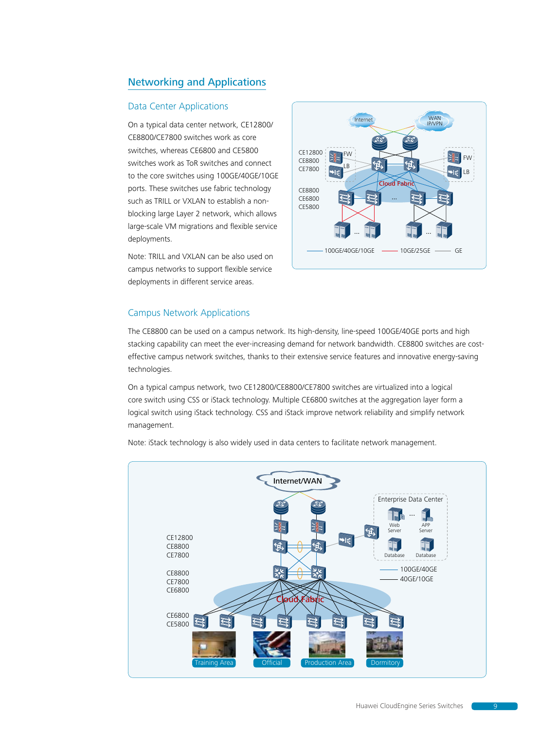## Networking and Applications

### Data Center Applications

On a typical data center network, CE12800/CE8800/CE7800 switches work as core switches, whereas CE6800 and CE5800 switches work as ToR switches and connect to the core switches using 100GE/40GE/10GE ports. These switches use fabric technology such as TRILL or VXLAN to establish a non-blocking large Layer 2 network, which allows large-scale VM migrations and flexible service deployments.

Note: TRILL and VXLAN can be also used on campus networks to support flexible service deployments in different service areas.

### Campus Network Applications

The CE8800 can be used on a campus network. Its high-density, line-speed 100GE/40GE ports and high stacking capability can meet the ever-increasing demand for network bandwidth. CE8800 switches are cost-effective campus network switches, thanks to their extensive service features and innovative energy-saving technologies.

On a typical campus network, two CE12800/CE8800/CE7800 switches are virtualized into a logical core switch using CSS or iStack technology. Multiple CE6800 switches at the aggregation layer form a logical switch using iStack technology. CSS and iStack improve network reliability and simplify network management.

Note: iStack technology is also widely used in data centers to facilitate network management.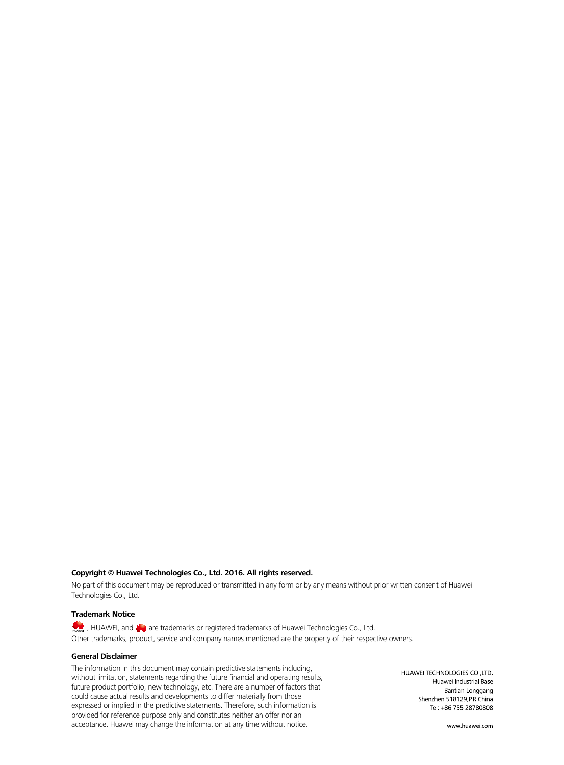**Copyright © Huawei Technologies Co., Ltd. 2016. All rights reserved.**

No part of this document may be reproduced or transmitted in any form or by any means without prior written consent of Huawei Technologies Co., Ltd.

**Trademark Notice**

, HUAWEI, and are trademarks or registered trademarks of Huawei Technologies Co., Ltd.
Other trademarks, product, service and company names mentioned are the property of their respective owners.

**General Disclaimer**

The information in this document may contain predictive statements including, without limitation, statements regarding the future financial and operating results, future product portfolio, new technology, etc. There are a number of factors that could cause actual results and developments to differ materially from those expressed or implied in the predictive statements. Therefore, such information is provided for reference purpose only and constitutes neither an offer nor an acceptance. Huawei may change the information at any time without notice.

HUAWEI TECHNOLOGIES CO.,LTD.
Huawei Industrial Base
Bantian Longgang
Shenzhen 518129,P.R.China
Tel: +86 755 28780808

www.huawei.com